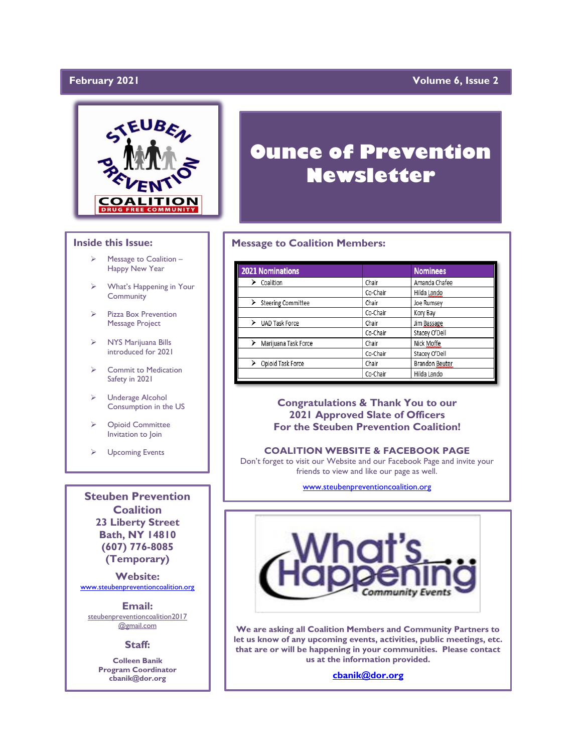February 2021 Volume 6, Issue 2

# Ounce of Prevention Newsletter

## Inside this Issue:

- Message to Coalition – Happy New Year
- What's Happening in Your Community
- Pizza Box Prevention Message Project
- NYS Marijuana Bills introduced for 2021
- Commit to Medication Safety in 2021
- Underage Alcohol Consumption in the US
- Opioid Committee Invitation to Join
- Upcoming Events

## Message to Coalition Members:

| 2021 Nominations | | Nominees |
|---|---|---|
| ➢ Coalition | Chair | Amanda Chafee |
| | Co-Chair | Hilda Lando |
| ➢ Steering Committee | Chair | Joe Rumsey |
| | Co-Chair | Kory Bay |
| ➢ UAD Task Force | Chair | Jim Bassage |
| | Co-Chair | Stacey O'Dell |
| ➢ Marijuana Task Force | Chair | Nick Moffe |
| | Co-Chair | Stacey O'Dell |
| ➢ Opioid Task Force | Chair | Brandon Beuter |
| | Co-Chair | Hilda Lando |

**Congratulations & Thank You to our 2021 Approved Slate of Officers For the Steuben Prevention Coalition!**

**COALITION WEBSITE & FACEBOOK PAGE**

Don't forget to visit our Website and our Facebook Page and invite your friends to view and like our page as well.

www.steubenpreventioncoalition.org

## What's Happening Community Events

**We are asking all Coalition Members and Community Partners to let us know of any upcoming events, activities, public meetings, etc. that are or will be happening in your communities. Please contact us at the information provided.**

**cbanik@dor.org**

---

**Steuben Prevention Coalition**
**23 Liberty Street**
**Bath, NY 14810**
**(607) 776-8085**
**(Temporary)**

**Website:**
www.steubenpreventioncoalition.org

**Email:**
steubenpreventioncoalition2017@gmail.com

**Staff:**

**Colleen Banik**
**Program Coordinator**
**cbanik@dor.org**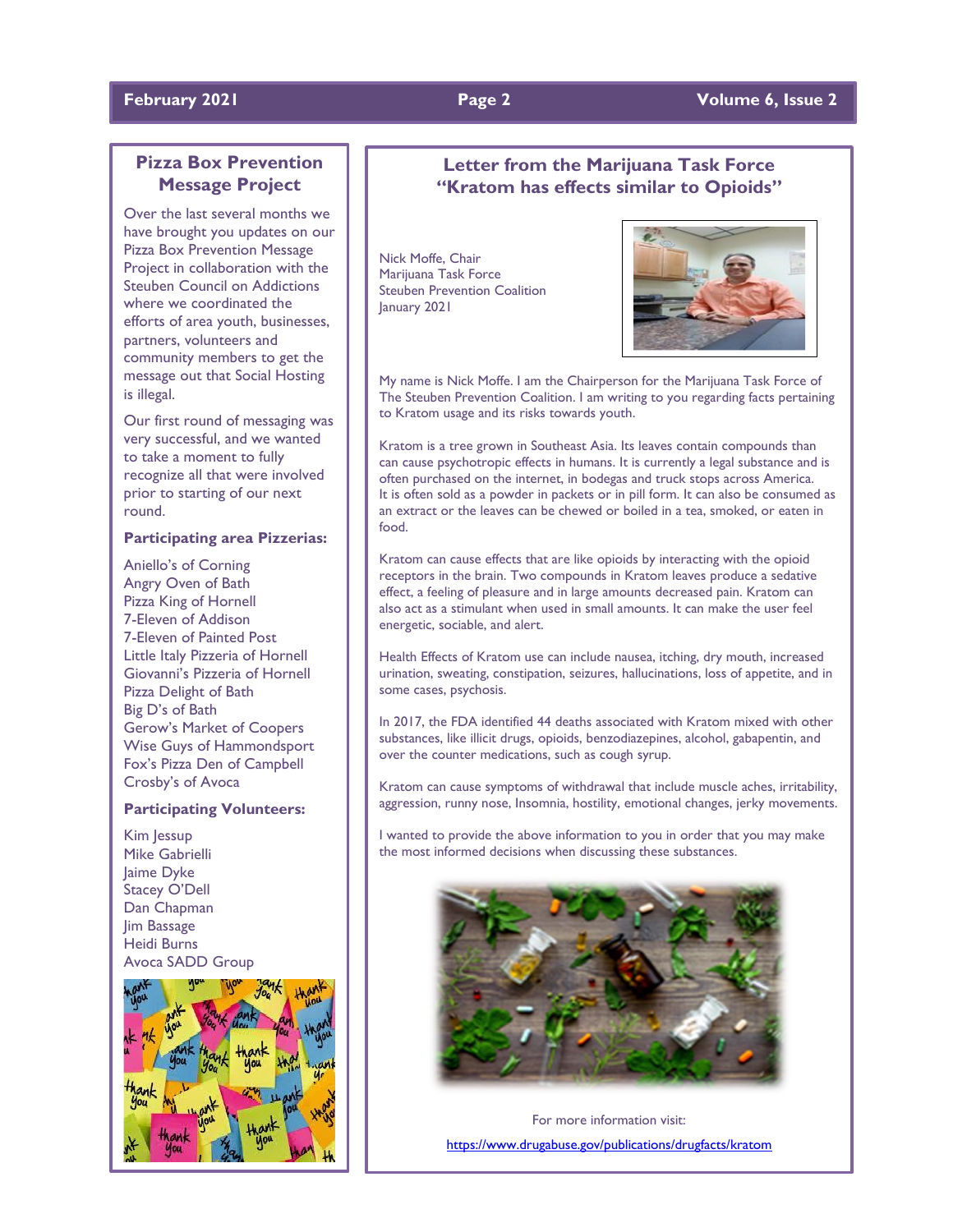## Pizza Box Prevention Message Project

Over the last several months we have brought you updates on our Pizza Box Prevention Message Project in collaboration with the Steuben Council on Addictions where we coordinated the efforts of area youth, businesses, partners, volunteers and community members to get the message out that Social Hosting is illegal.

Our first round of messaging was very successful, and we wanted to take a moment to fully recognize all that were involved prior to starting of our next round.

**Participating area Pizzerias:**

Aniello's of Corning
Angry Oven of Bath
Pizza King of Hornell
7-Eleven of Addison
7-Eleven of Painted Post
Little Italy Pizzeria of Hornell
Giovanni's Pizzeria of Hornell
Pizza Delight of Bath
Big D's of Bath
Gerow's Market of Coopers
Wise Guys of Hammondsport
Fox's Pizza Den of Campbell
Crosby's of Avoca

**Participating Volunteers:**

Kim Jessup
Mike Gabrielli
Jaime Dyke
Stacey O'Dell
Dan Chapman
Jim Bassage
Heidi Burns
Avoca SADD Group

## Letter from the Marijuana Task Force "Kratom has effects similar to Opioids"

Nick Moffe, Chair
Marijuana Task Force
Steuben Prevention Coalition
January 2021

My name is Nick Moffe. I am the Chairperson for the Marijuana Task Force of The Steuben Prevention Coalition. I am writing to you regarding facts pertaining to Kratom usage and its risks towards youth.

Kratom is a tree grown in Southeast Asia. Its leaves contain compounds than can cause psychotropic effects in humans. It is currently a legal substance and is often purchased on the internet, in bodegas and truck stops across America. It is often sold as a powder in packets or in pill form. It can also be consumed as an extract or the leaves can be chewed or boiled in a tea, smoked, or eaten in food.

Kratom can cause effects that are like opioids by interacting with the opioid receptors in the brain. Two compounds in Kratom leaves produce a sedative effect, a feeling of pleasure and in large amounts decreased pain. Kratom can also act as a stimulant when used in small amounts. It can make the user feel energetic, sociable, and alert.

Health Effects of Kratom use can include nausea, itching, dry mouth, increased urination, sweating, constipation, seizures, hallucinations, loss of appetite, and in some cases, psychosis.

In 2017, the FDA identified 44 deaths associated with Kratom mixed with other substances, like illicit drugs, opioids, benzodiazepines, alcohol, gabapentin, and over the counter medications, such as cough syrup.

Kratom can cause symptoms of withdrawal that include muscle aches, irritability, aggression, runny nose, Insomnia, hostility, emotional changes, jerky movements.

I wanted to provide the above information to you in order that you may make the most informed decisions when discussing these substances.

For more information visit:

https://www.drugabuse.gov/publications/drugfacts/kratom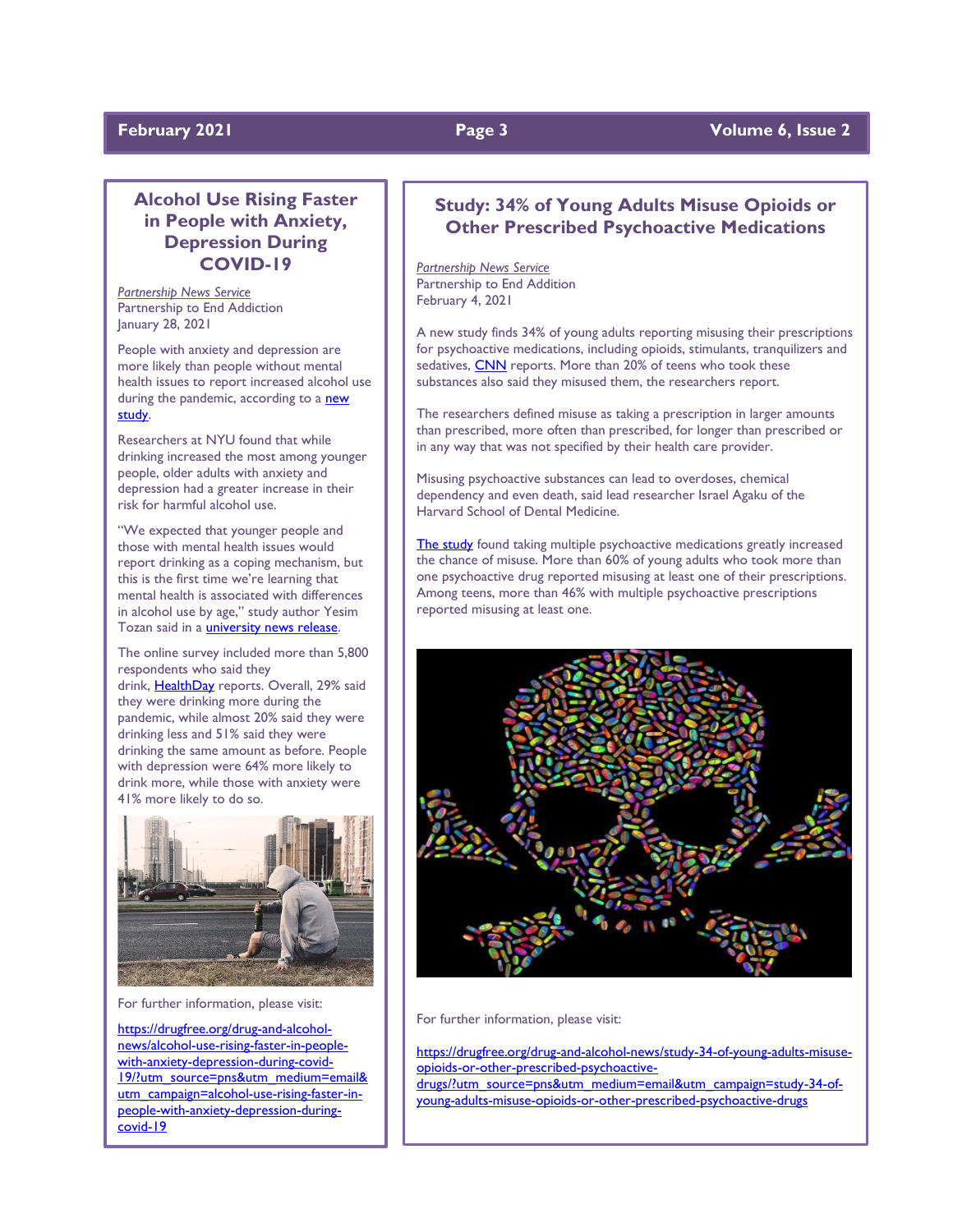## Alcohol Use Rising Faster in People with Anxiety, Depression During COVID-19

*Partnership News Service*
Partnership to End Addiction
January 28, 2021

People with anxiety and depression are more likely than people without mental health issues to report increased alcohol use during the pandemic, according to a new study.

Researchers at NYU found that while drinking increased the most among younger people, older adults with anxiety and depression had a greater increase in their risk for harmful alcohol use.

"We expected that younger people and those with mental health issues would report drinking as a coping mechanism, but this is the first time we're learning that mental health is associated with differences in alcohol use by age," study author Yesim Tozan said in a university news release.

The online survey included more than 5,800 respondents who said they drink, HealthDay reports. Overall, 29% said they were drinking more during the pandemic, while almost 20% said they were drinking less and 51% said they were drinking the same amount as before. People with depression were 64% more likely to drink more, while those with anxiety were 41% more likely to do so.

For further information, please visit:

https://drugfree.org/drug-and-alcohol-news/alcohol-use-rising-faster-in-people-with-anxiety-depression-during-covid-19/?utm_source=pns&utm_medium=email&utm_campaign=alcohol-use-rising-faster-in-people-with-anxiety-depression-during-covid-19

## Study: 34% of Young Adults Misuse Opioids or Other Prescribed Psychoactive Medications

*Partnership News Service*
Partnership to End Addiction
February 4, 2021

A new study finds 34% of young adults reporting misusing their prescriptions for psychoactive medications, including opioids, stimulants, tranquilizers and sedatives, CNN reports. More than 20% of teens who took these substances also said they misused them, the researchers report.

The researchers defined misuse as taking a prescription in larger amounts than prescribed, more often than prescribed, for longer than prescribed or in any way that was not specified by their health care provider.

Misusing psychoactive substances can lead to overdoses, chemical dependency and even death, said lead researcher Israel Agaku of the Harvard School of Dental Medicine.

The study found taking multiple psychoactive medications greatly increased the chance of misuse. More than 60% of young adults who took more than one psychoactive drug reported misusing at least one of their prescriptions. Among teens, more than 46% with multiple psychoactive prescriptions reported misusing at least one.

For further information, please visit:

https://drugfree.org/drug-and-alcohol-news/study-34-of-young-adults-misuse-opioids-or-other-prescribed-psychoactive-drugs/?utm_source=pns&utm_medium=email&utm_campaign=study-34-of-young-adults-misuse-opioids-or-other-prescribed-psychoactive-drugs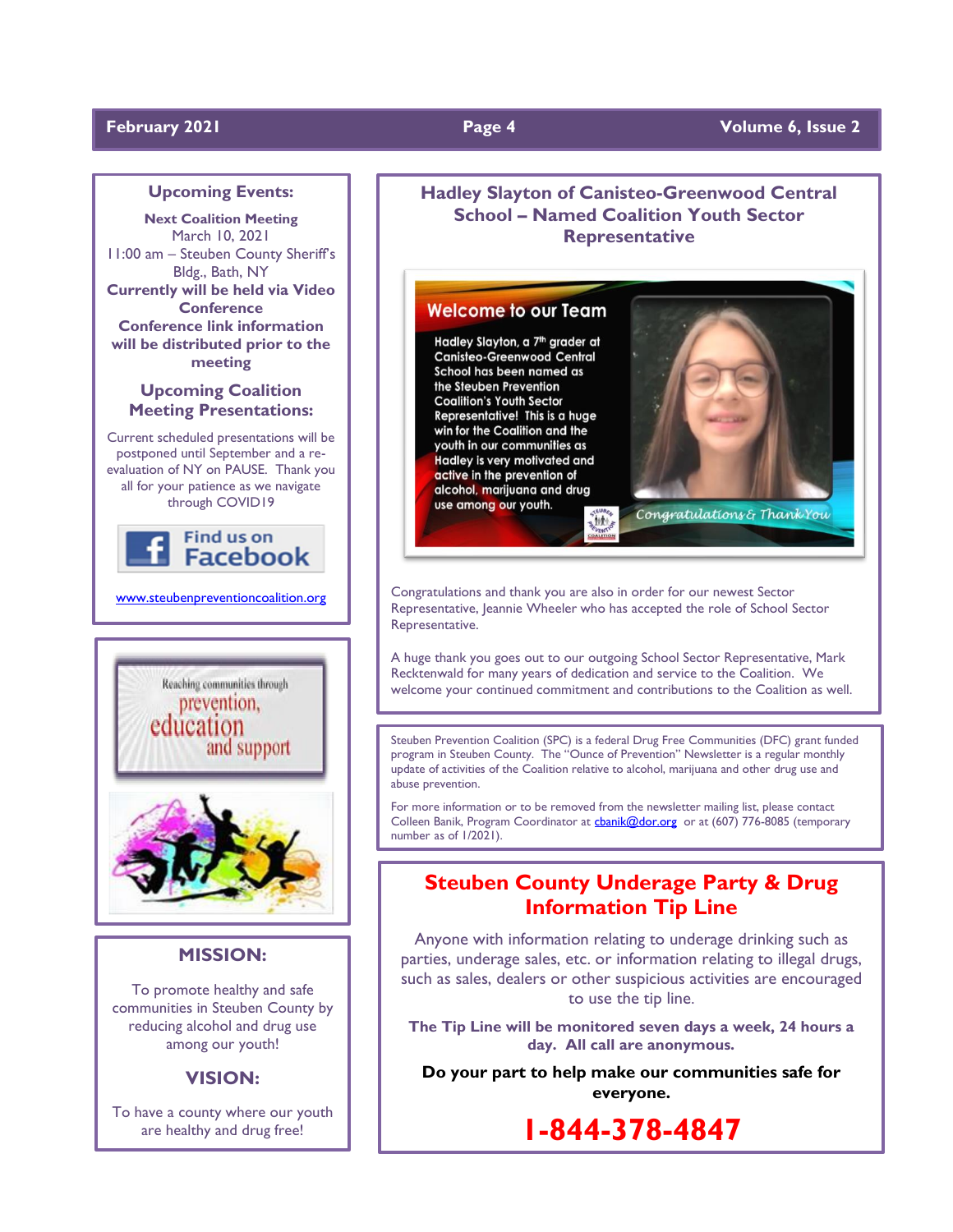## Upcoming Events:

**Next Coalition Meeting**
March 10, 2021
11:00 am – Steuben County Sheriff's Bldg., Bath, NY
**Currently will be held via Video Conference**
**Conference link information will be distributed prior to the meeting**

### Upcoming Coalition Meeting Presentations:

Current scheduled presentations will be postponed until September and a re-evaluation of NY on PAUSE. Thank you all for your patience as we navigate through COVID19

Find us on Facebook

www.steubenpreventioncoalition.org

Reaching communities through prevention, education and support

## MISSION:

To promote healthy and safe communities in Steuben County by reducing alcohol and drug use among our youth!

## VISION:

To have a county where our youth are healthy and drug free!

## Hadley Slayton of Canisteo-Greenwood Central School – Named Coalition Youth Sector Representative

**Welcome to our Team**

Hadley Slayton, a 7th grader at Canisteo-Greenwood Central School has been named as the Steuben Prevention Coalition's Youth Sector Representative! This is a huge win for the Coalition and the youth in our communities as Hadley is very motivated and active in the prevention of alcohol, marijuana and drug use among our youth.

*Congratulations & Thank You*

Congratulations and thank you are also in order for our newest Sector Representative, Jeannie Wheeler who has accepted the role of School Sector Representative.

A huge thank you goes out to our outgoing School Sector Representative, Mark Recktenwald for many years of dedication and service to the Coalition. We welcome your continued commitment and contributions to the Coalition as well.

Steuben Prevention Coalition (SPC) is a federal Drug Free Communities (DFC) grant funded program in Steuben County. The "Ounce of Prevention" Newsletter is a regular monthly update of activities of the Coalition relative to alcohol, marijuana and other drug use and abuse prevention.

For more information or to be removed from the newsletter mailing list, please contact Colleen Banik, Program Coordinator at cbanik@dor.org or at (607) 776-8085 (temporary number as of 1/2021).

## Steuben County Underage Party & Drug Information Tip Line

Anyone with information relating to underage drinking such as parties, underage sales, etc. or information relating to illegal drugs, such as sales, dealers or other suspicious activities are encouraged to use the tip line.

**The Tip Line will be monitored seven days a week, 24 hours a day. All call are anonymous.**

**Do your part to help make our communities safe for everyone.**

# 1-844-378-4847